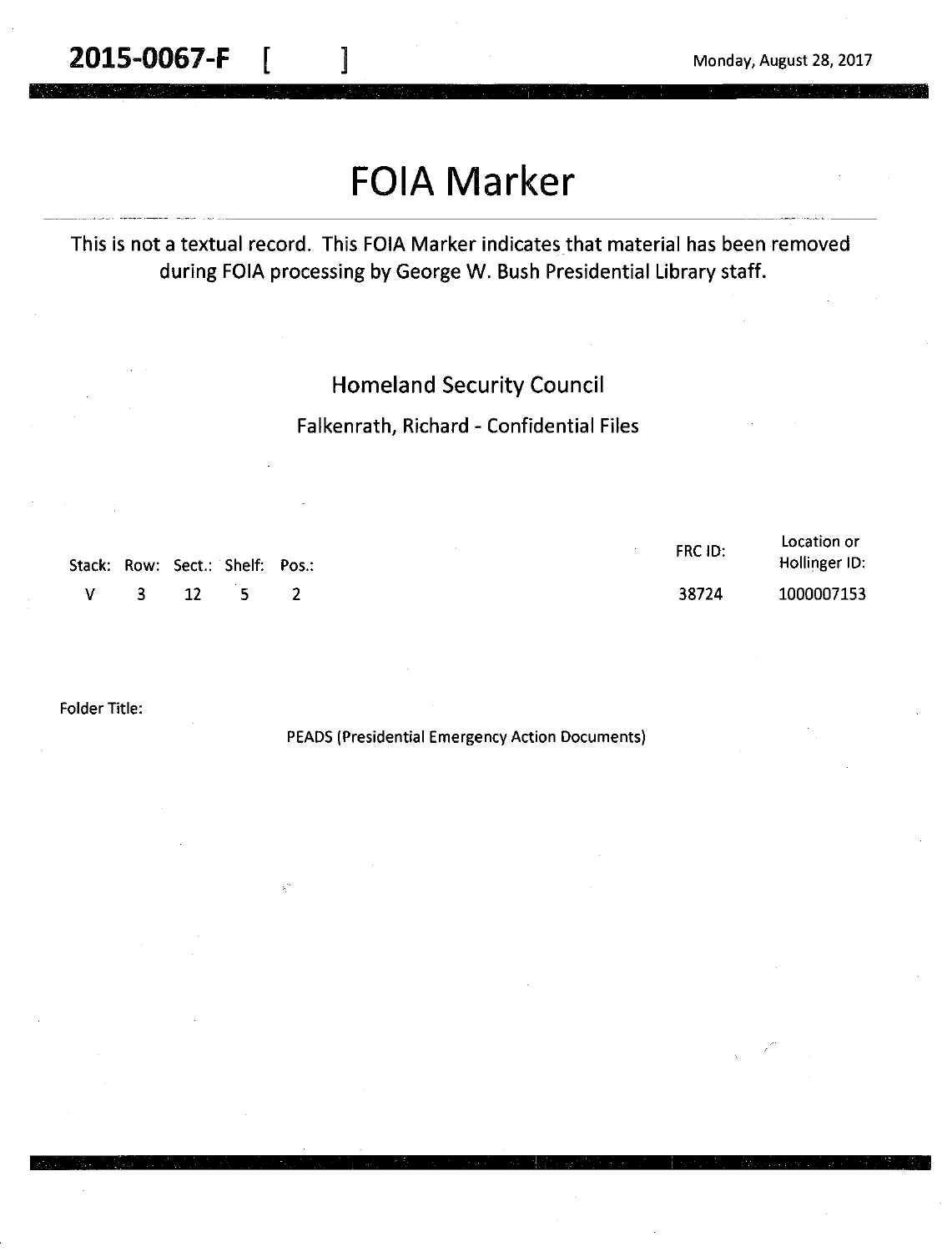**2015-0067-F** [ ]

Monday, August 28, 2017

# FOIA Marker

This is not a textual record. This FOIA Marker indicates that material has been removed during FOIA processing by George W. Bush Presidential Library staff.

Homeland Security Council

Falkenrath, Richard - Confidential Files

| Stack: | Row: | Sect.: | Shelf: | Pos.: | FRC ID: | Location or Hollinger ID: |
|---|---|---|---|---|---|---|
| V | 3 | 12 | 5 | 2 | 38724 | 1000007153 |

Folder Title:

PEADS (Presidential Emergency Action Documents)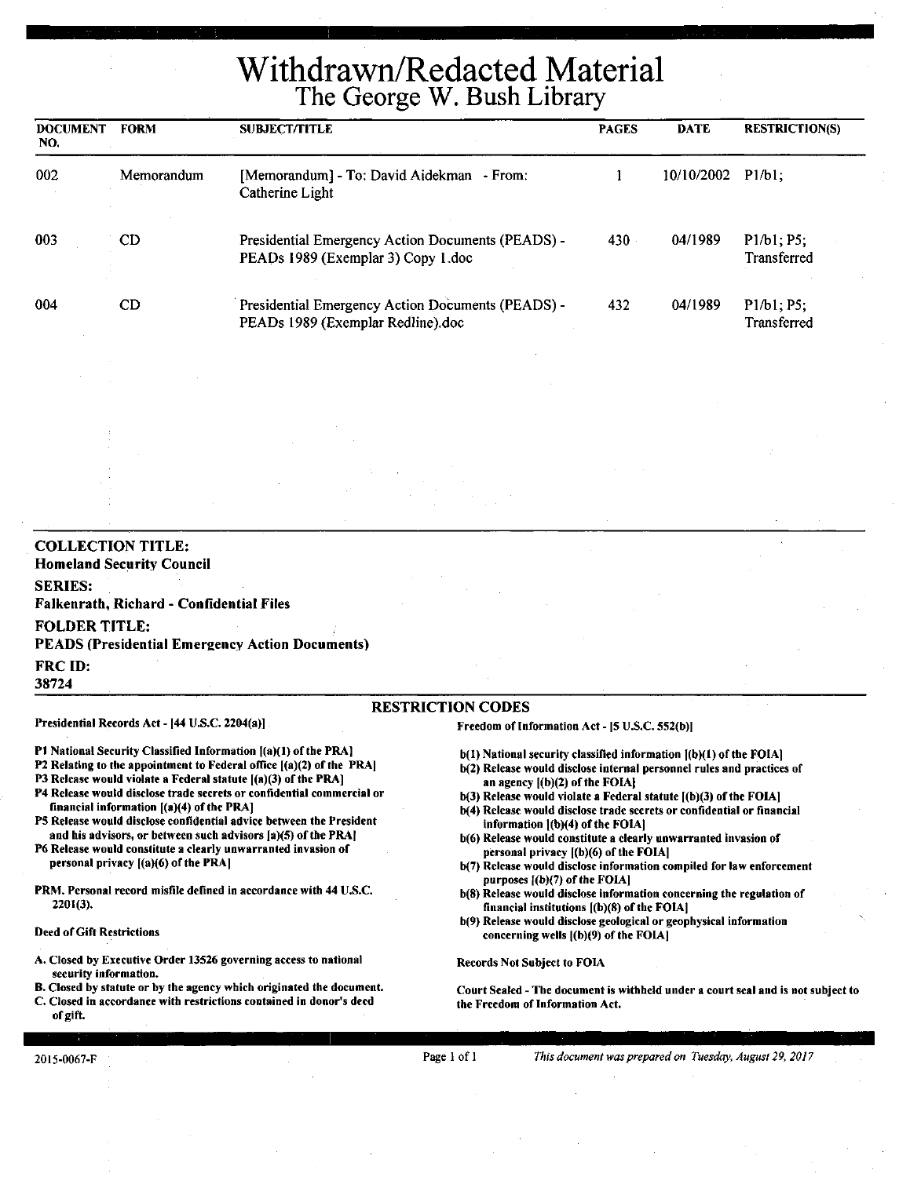# Withdrawn/Redacted Material
## The George W. Bush Library

| DOCUMENT NO. | FORM | SUBJECT/TITLE | PAGES | DATE | RESTRICTION(S) |
|---|---|---|---|---|---|
| 002 | Memorandum | [Memorandum] - To: David Aidekman - From: Catherine Light | 1 | 10/10/2002 | P1/b1; |
| 003 | CD | Presidential Emergency Action Documents (PEADS) - PEADs 1989 (Exemplar 3) Copy 1.doc | 430 | 04/1989 | P1/b1; P5; Transferred |
| 004 | CD | Presidential Emergency Action Documents (PEADS) - PEADs 1989 (Exemplar Redline).doc | 432 | 04/1989 | P1/b1; P5; Transferred |

**COLLECTION TITLE:**
**Homeland Security Council**

**SERIES:**
**Falkenrath, Richard - Confidential Files**

**FOLDER TITLE:**
**PEADS (Presidential Emergency Action Documents)**

**FRC ID:**
**38724**

### RESTRICTION CODES

**Presidential Records Act - [44 U.S.C. 2204(a)]**

**P1** National Security Classified Information [(a)(1) of the PRA]
**P2** Relating to the appointment to Federal office [(a)(2) of the PRA]
**P3** Release would violate a Federal statute [(a)(3) of the PRA]
**P4** Release would disclose trade secrets or confidential commercial or financial information [(a)(4) of the PRA]
**P5** Release would disclose confidential advice between the President and his advisors, or between such advisors [a)(5) of the PRA]
**P6** Release would constitute a clearly unwarranted invasion of personal privacy [(a)(6) of the PRA]

**PRM.** Personal record misfile defined in accordance with 44 U.S.C. 2201(3).

**Deed of Gift Restrictions**

A. Closed by Executive Order 13526 governing access to national security information.
B. Closed by statute or by the agency which originated the document.
C. Closed in accordance with restrictions contained in donor's deed of gift.

**Freedom of Information Act - [5 U.S.C. 552(b)]**

b(1) National security classified information [(b)(1) of the FOIA]
b(2) Release would disclose internal personnel rules and practices of an agency [(b)(2) of the FOIA]
b(3) Release would violate a Federal statute [(b)(3) of the FOIA]
b(4) Release would disclose trade secrets or confidential or financial information [(b)(4) of the FOIA]
b(6) Release would constitute a clearly unwarranted invasion of personal privacy [(b)(6) of the FOIA]
b(7) Release would disclose information compiled for law enforcement purposes [(b)(7) of the FOIA]
b(8) Release would disclose information concerning the regulation of financial institutions [(b)(8) of the FOIA]
b(9) Release would disclose geological or geophysical information concerning wells [(b)(9) of the FOIA]

**Records Not Subject to FOIA**

Court Sealed - The document is withheld under a court seal and is not subject to the Freedom of Information Act.

2015-0067-F

*This document was prepared on Tuesday, August 29, 2017*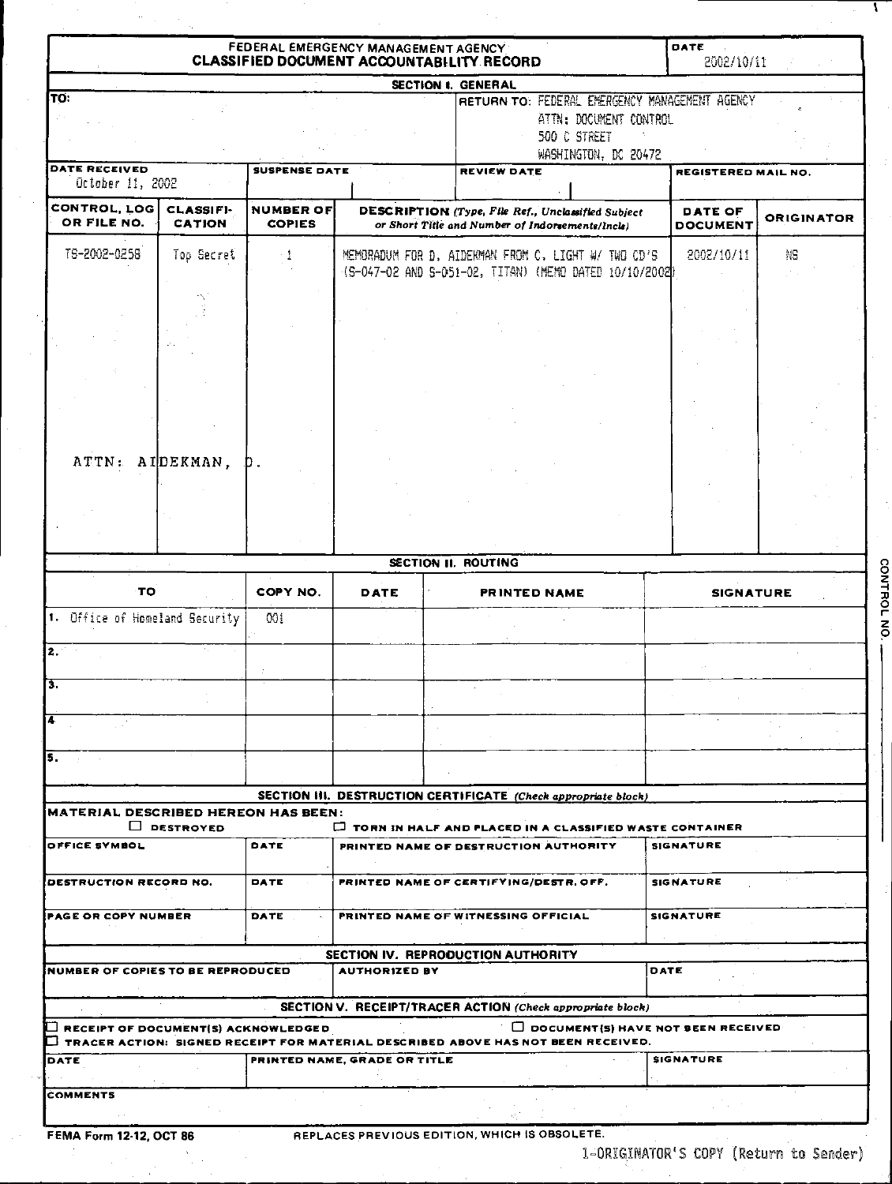# FEDERAL EMERGENCY MANAGEMENT AGENCY
## CLASSIFIED DOCUMENT ACCOUNTABILITY RECORD

**DATE:** 2002/10/11

### SECTION I. GENERAL

**TO:**

**RETURN TO:** FEDERAL EMERGENCY MANAGEMENT AGENCY
ATTN: DOCUMENT CONTROL
500 C STREET
WASHINGTON, DC 20472

| DATE RECEIVED | SUSPENSE DATE | REVIEW DATE | REGISTERED MAIL NO. |
|---|---|---|---|
| October 11, 2002 | | | |

| CONTROL, LOG OR FILE NO. | CLASSIFI-CATION | NUMBER OF COPIES | DESCRIPTION (Type, File Ref., Unclassified Subject or Short Title and Number of Indorsements/Incls) | DATE OF DOCUMENT | ORIGINATOR |
|---|---|---|---|---|---|
| TS-2002-0258 | Top Secret | 1 | MEMORADUM FOR D. AIDEKMAN FROM C. LIGHT W/ TWO CD'S (S-047-02 AND S-051-02, TITAN) (MEMO DATED 10/10/2002) | 2002/10/11 | NS |

ATTN: AIDEKMAN, D.

### SECTION II. ROUTING

| TO | COPY NO. | DATE | PRINTED NAME | SIGNATURE |
|---|---|---|---|---|
| 1. Office of Homeland Security | 001 | | | |
| 2. | | | | |
| 3. | | | | |
| 4. | | | | |
| 5. | | | | |

### SECTION III. DESTRUCTION CERTIFICATE *(Check appropriate block)*

**MATERIAL DESCRIBED HEREON HAS BEEN:**

☐ DESTROYED ☐ TORN IN HALF AND PLACED IN A CLASSIFIED WASTE CONTAINER

| OFFICE SYMBOL | DATE | PRINTED NAME OF DESTRUCTION AUTHORITY | SIGNATURE |
|---|---|---|---|
| DESTRUCTION RECORD NO. | DATE | PRINTED NAME OF CERTIFYING/DESTR. OFF. | SIGNATURE |
| PAGE OR COPY NUMBER | DATE | PRINTED NAME OF WITNESSING OFFICIAL | SIGNATURE |

### SECTION IV. REPRODUCTION AUTHORITY

| NUMBER OF COPIES TO BE REPRODUCED | AUTHORIZED BY | DATE |
|---|---|---|
| | | |

### SECTION V. RECEIPT/TRACER ACTION *(Check appropriate block)*

☐ RECEIPT OF DOCUMENT(S) ACKNOWLEDGED ☐ DOCUMENT(S) HAVE NOT BEEN RECEIVED

☐ TRACER ACTION: SIGNED RECEIPT FOR MATERIAL DESCRIBED ABOVE HAS NOT BEEN RECEIVED.

| DATE | PRINTED NAME, GRADE OR TITLE | SIGNATURE |
|---|---|---|
| | | |

**COMMENTS**

CONTROL NO. ______

FEMA Form 12-12, OCT 86 REPLACES PREVIOUS EDITION, WHICH IS OBSOLETE.

1-ORIGINATOR'S COPY (Return to Sender)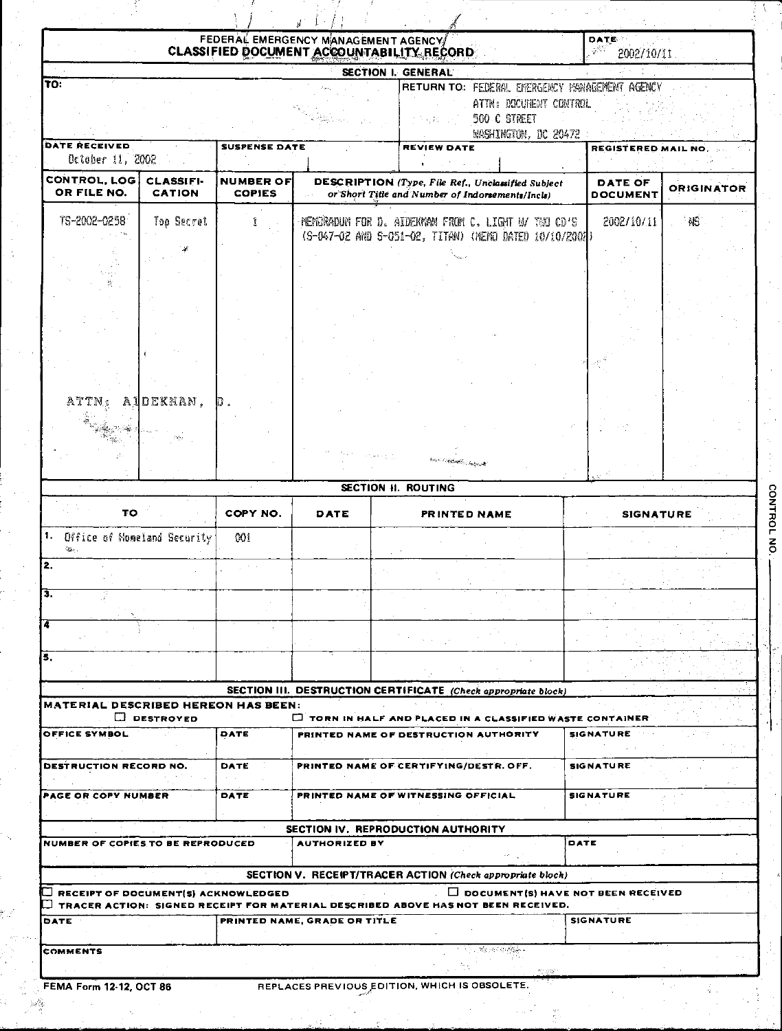# FEDERAL EMERGENCY MANAGEMENT AGENCY
## CLASSIFIED DOCUMENT ACCOUNTABILITY RECORD

**DATE:** 2002/10/11

### SECTION I. GENERAL

**TO:**

**RETURN TO:** FEDERAL EMERGENCY MANAGEMENT AGENCY
ATTN: DOCUMENT CONTROL
500 C STREET
WASHINGTON, DC 20472

| DATE RECEIVED | SUSPENSE DATE | REVIEW DATE | REGISTERED MAIL NO. |
|---|---|---|---|
| October 11, 2002 | | | |

| CONTROL, LOG OR FILE NO. | CLASSIFICATION | NUMBER OF COPIES | DESCRIPTION (Type, File Ref., Unclassified Subject or Short Title and Number of Indorsements/Incls) | DATE OF DOCUMENT | ORIGINATOR |
|---|---|---|---|---|---|
| TS-2002-0258 | Top Secret | 1 | MEMORADUM FOR D. AIDEKMAN FROM C. LIGHT W/ TWO CD'S (S-047-02 AND S-051-02, TITAN) (MEMO DATED 10/10/2002) | 2002/10/11 | NS |

ATTN: AIDEKMAN, D.

### SECTION II. ROUTING

| | TO | COPY NO. | DATE | PRINTED NAME | SIGNATURE |
|---|---|---|---|---|---|
| 1. | Office of Homeland Security | 001 | | | |
| 2. | | | | | |
| 3. | | | | | |
| 4 | | | | | |
| 5. | | | | | |

### SECTION III. DESTRUCTION CERTIFICATE *(Check appropriate block)*

**MATERIAL DESCRIBED HEREON HAS BEEN:**

☐ DESTROYED ☐ TORN IN HALF AND PLACED IN A CLASSIFIED WASTE CONTAINER

| OFFICE SYMBOL | DATE | PRINTED NAME OF DESTRUCTION AUTHORITY | SIGNATURE |
|---|---|---|---|
| DESTRUCTION RECORD NO. | DATE | PRINTED NAME OF CERTIFYING/DESTR. OFF. | SIGNATURE |
| PAGE OR COPY NUMBER | DATE | PRINTED NAME OF WITNESSING OFFICIAL | SIGNATURE |

### SECTION IV. REPRODUCTION AUTHORITY

| NUMBER OF COPIES TO BE REPRODUCED | AUTHORIZED BY | DATE |
|---|---|---|
| | | |

### SECTION V. RECEIPT/TRACER ACTION *(Check appropriate block)*

☐ RECEIPT OF DOCUMENT(S) ACKNOWLEDGED ☐ DOCUMENT(S) HAVE NOT BEEN RECEIVED

☐ TRACER ACTION: SIGNED RECEIPT FOR MATERIAL DESCRIBED ABOVE HAS NOT BEEN RECEIVED.

| DATE | PRINTED NAME, GRADE OR TITLE | SIGNATURE |
|---|---|---|
| | | |

**COMMENTS**

CONTROL NO. ____________

FEMA Form 12-12, OCT 86 REPLACES PREVIOUS EDITION, WHICH IS OBSOLETE.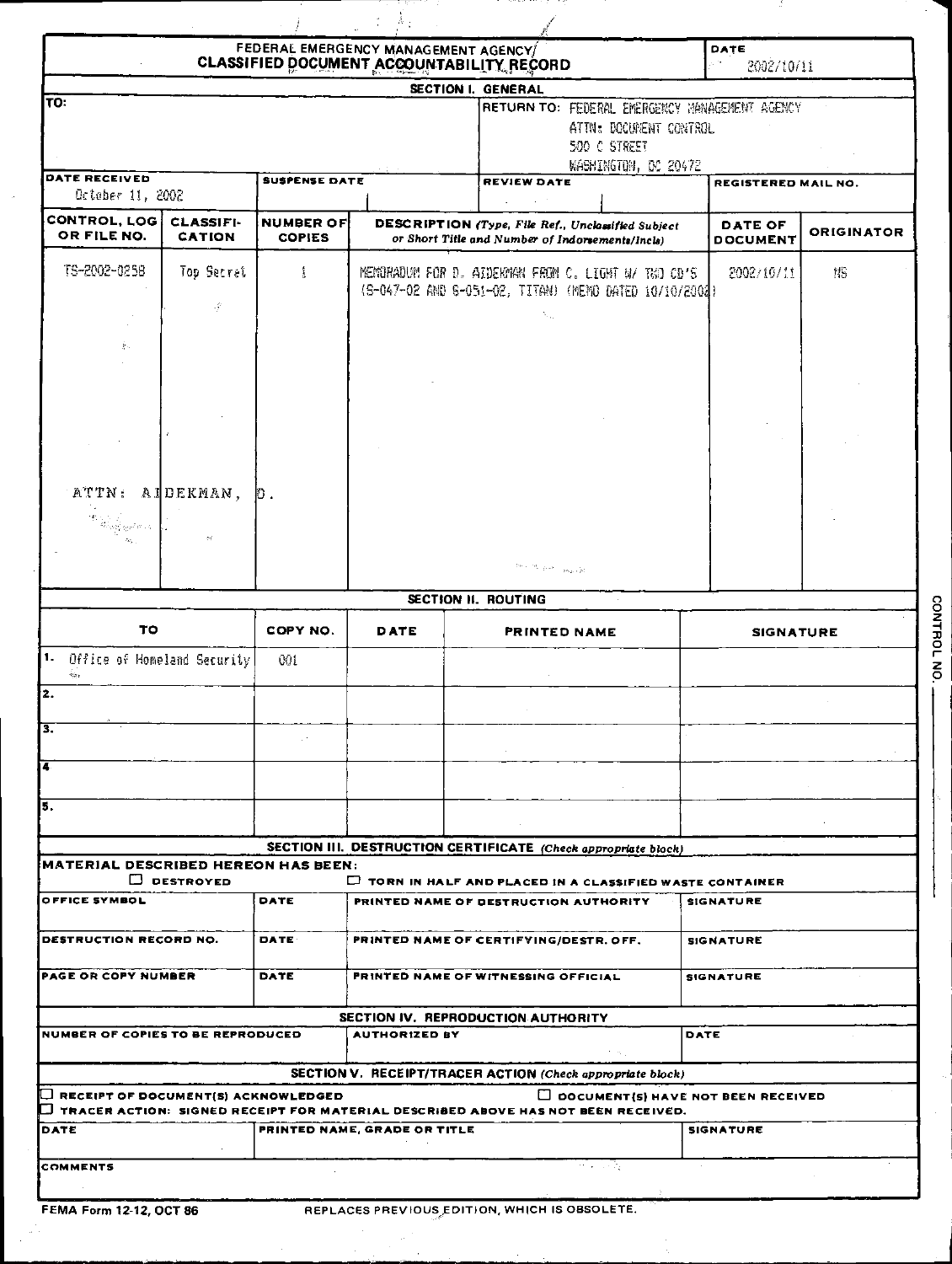# FEDERAL EMERGENCY MANAGEMENT AGENCY/ CLASSIFIED DOCUMENT ACCOUNTABILITY RECORD

**DATE:** 2002/10/11

## SECTION I. GENERAL

**TO:**

**RETURN TO:** FEDERAL EMERGENCY MANAGEMENT AGENCY
ATTN: DOCUMENT CONTROL
500 C STREET
WASHINGTON, DC 20472

| DATE RECEIVED | SUSPENSE DATE | REVIEW DATE | REGISTERED MAIL NO. |
|---|---|---|---|
| October 11, 2002 | | | |

| CONTROL, LOG OR FILE NO. | CLASSIFICATION | NUMBER OF COPIES | DESCRIPTION (Type, File Ref., Unclassified Subject or Short Title and Number of Indorsements/Incls) | DATE OF DOCUMENT | ORIGINATOR |
|---|---|---|---|---|---|
| TS-2002-0258 | Top Secret | 1 | MEMORANDUM FOR D. AIDEKMAN FROM C. LIGHT W/ TWO CD'S (S-047-02 AND S-051-02, TITAN) (MEMO DATED 10/10/2002) | 2002/10/11 | NS |

ATTN: AIDEKMAN, D.

## SECTION II. ROUTING

| | TO | COPY NO. | DATE | PRINTED NAME | SIGNATURE |
|---|---|---|---|---|---|
| 1. | Office of Homeland Security | 001 | | | |
| 2. | | | | | |
| 3. | | | | | |
| 4 | | | | | |
| 5. | | | | | |

## SECTION III. DESTRUCTION CERTIFICATE *(Check appropriate block)*

**MATERIAL DESCRIBED HEREON HAS BEEN:**

☐ DESTROYED ☐ TORN IN HALF AND PLACED IN A CLASSIFIED WASTE CONTAINER

| OFFICE SYMBOL | DATE | PRINTED NAME OF DESTRUCTION AUTHORITY | SIGNATURE |
|---|---|---|---|
| **DESTRUCTION RECORD NO.** | **DATE** | **PRINTED NAME OF CERTIFYING/DESTR. OFF.** | **SIGNATURE** |
| **PAGE OR COPY NUMBER** | **DATE** | **PRINTED NAME OF WITNESSING OFFICIAL** | **SIGNATURE** |

## SECTION IV. REPRODUCTION AUTHORITY

| NUMBER OF COPIES TO BE REPRODUCED | AUTHORIZED BY | DATE |
|---|---|---|
| | | |

## SECTION V. RECEIPT/TRACER ACTION *(Check appropriate block)*

☐ RECEIPT OF DOCUMENT(S) ACKNOWLEDGED ☐ DOCUMENT(S) HAVE NOT BEEN RECEIVED

☐ TRACER ACTION: SIGNED RECEIPT FOR MATERIAL DESCRIBED ABOVE HAS NOT BEEN RECEIVED.

| DATE | PRINTED NAME, GRADE OR TITLE | SIGNATURE |
|---|---|---|
| | | |

**COMMENTS**

CONTROL NO. ______

FEMA Form 12-12, OCT 86 REPLACES PREVIOUS EDITION, WHICH IS OBSOLETE.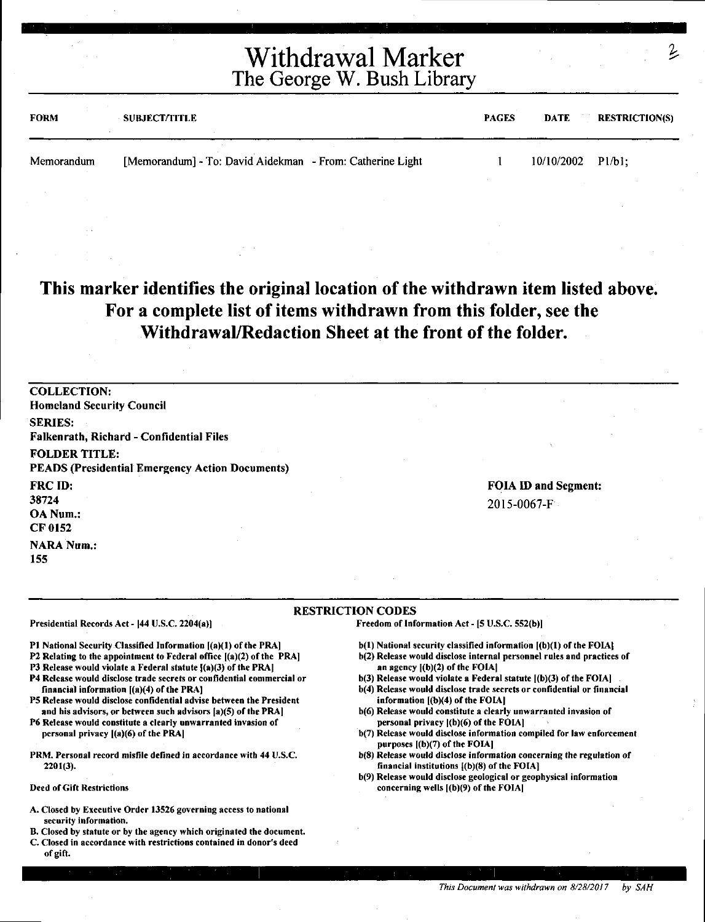# Withdrawal Marker
## The George W. Bush Library

| FORM | SUBJECT/TITLE | PAGES | DATE | RESTRICTION(S) |
|---|---|---|---|---|
| Memorandum | [Memorandum] - To: David Aidekman - From: Catherine Light | 1 | 10/10/2002 | P1/b1; |

## This marker identifies the original location of the withdrawn item listed above. For a complete list of items withdrawn from this folder, see the Withdrawal/Redaction Sheet at the front of the folder.

**COLLECTION:**
Homeland Security Council

**SERIES:**
Falkenrath, Richard - Confidential Files

**FOLDER TITLE:**
PEADS (Presidential Emergency Action Documents)

**FRC ID:**
38724

**OA Num.:**
CF 0152

**NARA Num.:**
155

**FOIA ID and Segment:**
2015-0067-F

### RESTRICTION CODES

**Presidential Records Act - [44 U.S.C. 2204(a)]**

- P1 National Security Classified Information [(a)(1) of the PRA]
- P2 Relating to the appointment to Federal office [(a)(2) of the PRA]
- P3 Release would violate a Federal statute [(a)(3) of the PRA]
- P4 Release would disclose trade secrets or confidential commercial or financial information [(a)(4) of the PRA]
- P5 Release would disclose confidential advise between the President and his advisors, or between such advisors [a)(5) of the PRA]
- P6 Release would constitute a clearly unwarranted invasion of personal privacy [(a)(6) of the PRA]

PRM. Personal record misfile defined in accordance with 44 U.S.C. 2201(3).

**Deed of Gift Restrictions**

- A. Closed by Executive Order 13526 governing access to national security information.
- B. Closed by statute or by the agency which originated the document.
- C. Closed in accordance with restrictions contained in donor's deed of gift.

**Freedom of Information Act - [5 U.S.C. 552(b)]**

- b(1) National security classified information [(b)(1) of the FOIA]
- b(2) Release would disclose internal personnel rules and practices of an agency [(b)(2) of the FOIA]
- b(3) Release would violate a Federal statute [(b)(3) of the FOIA]
- b(4) Release would disclose trade secrets or confidential or financial information [(b)(4) of the FOIA]
- b(6) Release would constitute a clearly unwarranted invasion of personal privacy [(b)(6) of the FOIA]
- b(7) Release would disclose information compiled for law enforcement purposes [(b)(7) of the FOIA]
- b(8) Release would disclose information concerning the regulation of financial institutions [(b)(8) of the FOIA]
- b(9) Release would disclose geological or geophysical information concerning wells [(b)(9) of the FOIA]

*This Document was withdrawn on 8/28/2017 by SAH*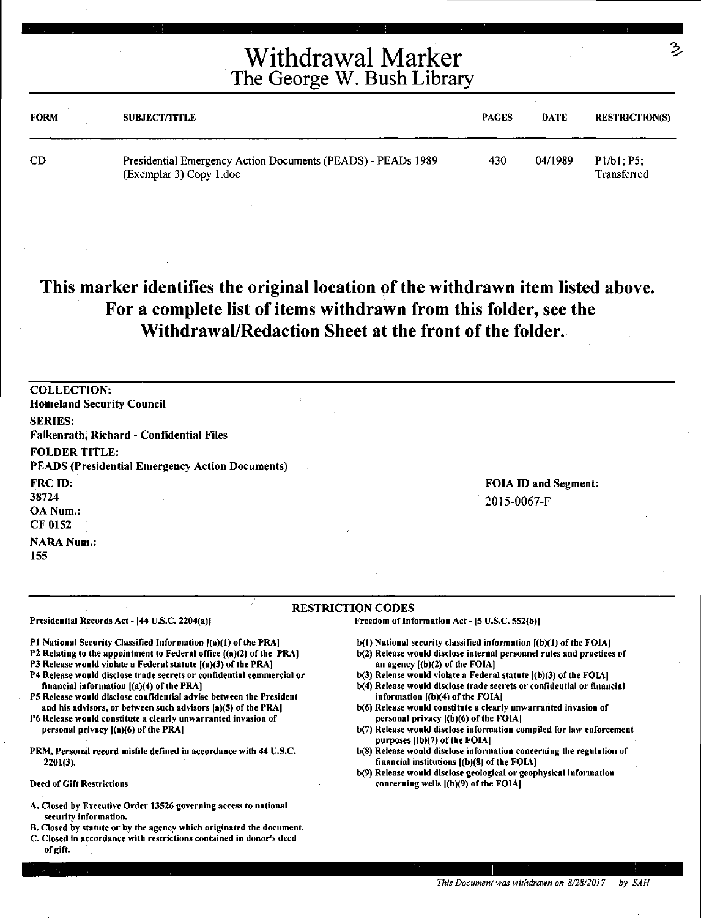# Withdrawal Marker
## The George W. Bush Library

| FORM | SUBJECT/TITLE | PAGES | DATE | RESTRICTION(S) |
|---|---|---|---|---|
| CD | Presidential Emergency Action Documents (PEADS) - PEADs 1989 (Exemplar 3) Copy 1.doc | 430 | 04/1989 | P1/b1; P5; Transferred |

**This marker identifies the original location of the withdrawn item listed above. For a complete list of items withdrawn from this folder, see the Withdrawal/Redaction Sheet at the front of the folder.**

**COLLECTION:**
**Homeland Security Council**

**SERIES:**
**Falkenrath, Richard - Confidential Files**

**FOLDER TITLE:**
**PEADS (Presidential Emergency Action Documents)**

**FRC ID:**
**38724**

**OA Num.:**
**CF 0152**

**NARA Num.:**
**155**

**FOIA ID and Segment:**
2015-0067-F

**RESTRICTION CODES**

Presidential Records Act - [44 U.S.C. 2204(a)]

- P1 National Security Classified Information [(a)(1) of the PRA]
- P2 Relating to the appointment to Federal office [(a)(2) of the PRA]
- P3 Release would violate a Federal statute [(a)(3) of the PRA]
- P4 Release would disclose trade secrets or confidential commercial or financial information [(a)(4) of the PRA]
- P5 Release would disclose confidential advise between the President and his advisors, or between such advisors [a)(5) of the PRA]
- P6 Release would constitute a clearly unwarranted invasion of personal privacy [(a)(6) of the PRA]

PRM. Personal record misfile defined in accordance with 44 U.S.C. 2201(3).

Deed of Gift Restrictions

- A. Closed by Executive Order 13526 governing access to national security information.
- B. Closed by statute or by the agency which originated the document.
- C. Closed in accordance with restrictions contained in donor's deed of gift.

Freedom of Information Act - [5 U.S.C. 552(b)]

- b(1) National security classified information [(b)(1) of the FOIA]
- b(2) Release would disclose internal personnel rules and practices of an agency [(b)(2) of the FOIA]
- b(3) Release would violate a Federal statute [(b)(3) of the FOIA]
- b(4) Release would disclose trade secrets or confidential or financial information [(b)(4) of the FOIA]
- b(6) Release would constitute a clearly unwarranted invasion of personal privacy [(b)(6) of the FOIA]
- b(7) Release would disclose information compiled for law enforcement purposes [(b)(7) of the FOIA]
- b(8) Release would disclose information concerning the regulation of financial institutions [(b)(8) of the FOIA]
- b(9) Release would disclose geological or geophysical information concerning wells [(b)(9) of the FOIA]

*This Document was withdrawn on 8/28/2017 by SAH*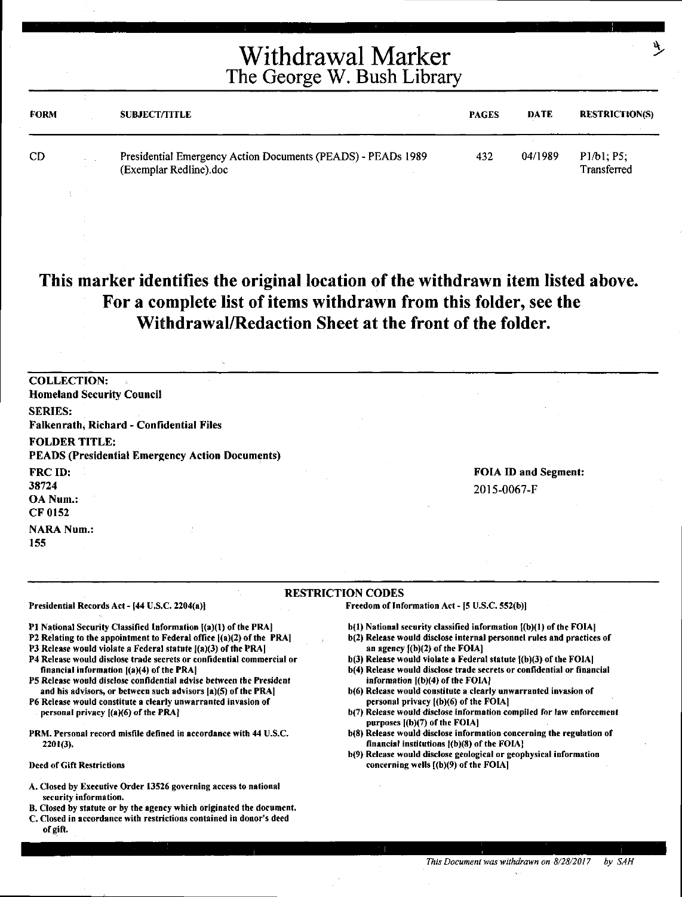# Withdrawal Marker
## The George W. Bush Library

| FORM | SUBJECT/TITLE | PAGES | DATE | RESTRICTION(S) |
|---|---|---|---|---|
| CD | Presidential Emergency Action Documents (PEADS) - PEADs 1989 (Exemplar Redline).doc | 432 | 04/1989 | P1/b1; P5; Transferred |

**This marker identifies the original location of the withdrawn item listed above. For a complete list of items withdrawn from this folder, see the Withdrawal/Redaction Sheet at the front of the folder.**

**COLLECTION:**
Homeland Security Council

**SERIES:**
Falkenrath, Richard - Confidential Files

**FOLDER TITLE:**
PEADS (Presidential Emergency Action Documents)

**FRC ID:**
38724

**OA Num.:**
CF 0152

**NARA Num.:**
155

**FOIA ID and Segment:**
2015-0067-F

### RESTRICTION CODES

**Presidential Records Act - [44 U.S.C. 2204(a)]**

P1 National Security Classified Information [(a)(1) of the PRA]
P2 Relating to the appointment to Federal office [(a)(2) of the PRA]
P3 Release would violate a Federal statute [(a)(3) of the PRA]
P4 Release would disclose trade secrets or confidential commercial or financial information [(a)(4) of the PRA]
P5 Release would disclose confidential advise between the President and his advisors, or between such advisors [a)(5) of the PRA]
P6 Release would constitute a clearly unwarranted invasion of personal privacy [(a)(6) of the PRA]

PRM. Personal record misfile defined in accordance with 44 U.S.C. 2201(3).

Deed of Gift Restrictions

A. Closed by Executive Order 13526 governing access to national security information.
B. Closed by statute or by the agency which originated the document.
C. Closed in accordance with restrictions contained in donor's deed of gift.

**Freedom of Information Act - [5 U.S.C. 552(b)]**

b(1) National security classified information [(b)(1) of the FOIA]
b(2) Release would disclose internal personnel rules and practices of an agency [(b)(2) of the FOIA]
b(3) Release would violate a Federal statute [(b)(3) of the FOIA]
b(4) Release would disclose trade secrets or confidential or financial information [(b)(4) of the FOIA]
b(6) Release would constitute a clearly unwarranted invasion of personal privacy [(b)(6) of the FOIA]
b(7) Release would disclose information compiled for law enforcement purposes [(b)(7) of the FOIA]
b(8) Release would disclose information concerning the regulation of financial institutions [(b)(8) of the FOIA]
b(9) Release would disclose geological or geophysical information concerning wells [(b)(9) of the FOIA]

*This Document was withdrawn on 8/28/2017 by SAH*